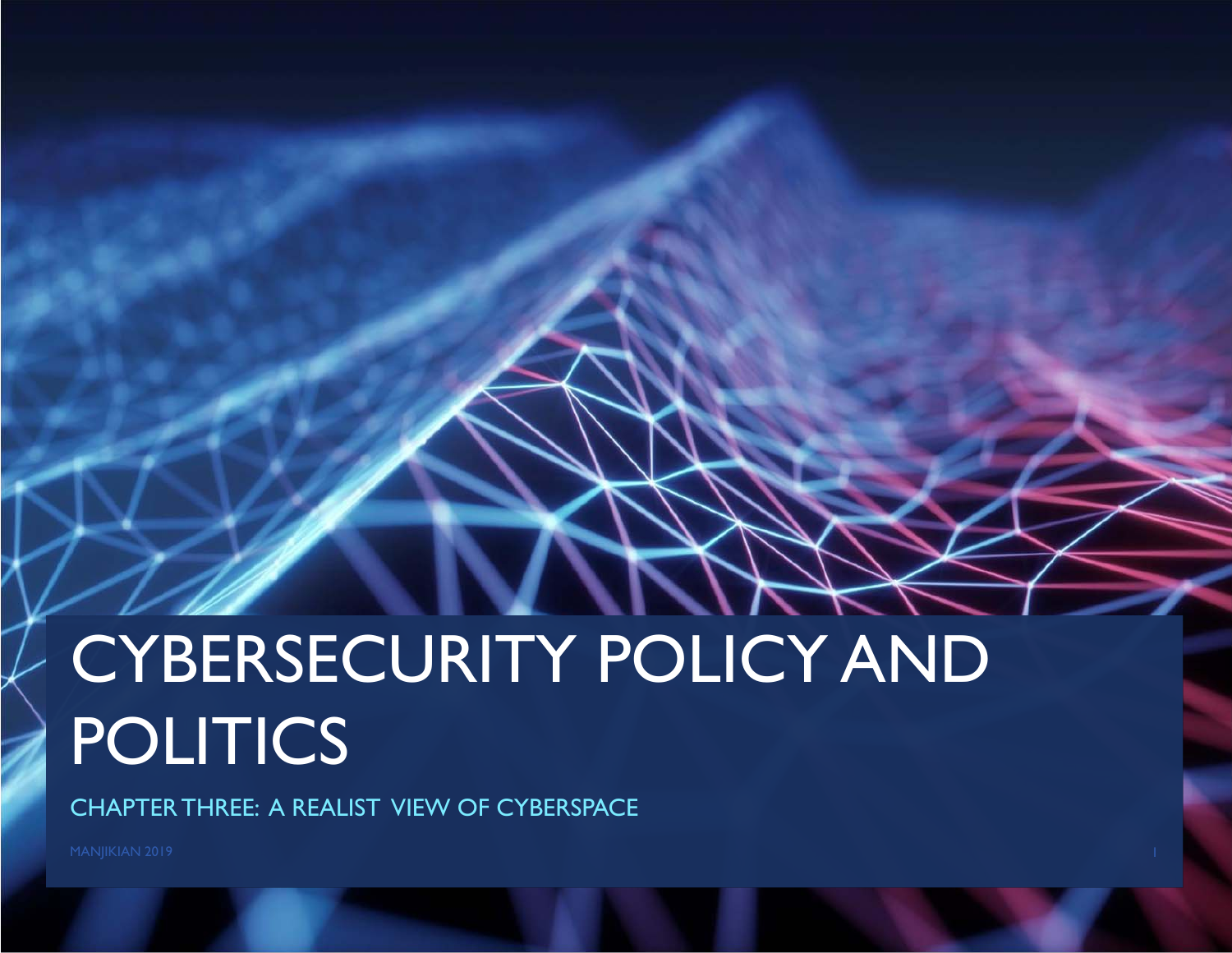# CYBERSECURITY POLICY AND POLITICS

## CHAPTER THREE: A REALIST VIEW OF CYBERSPACE

MANJIKIAN 2019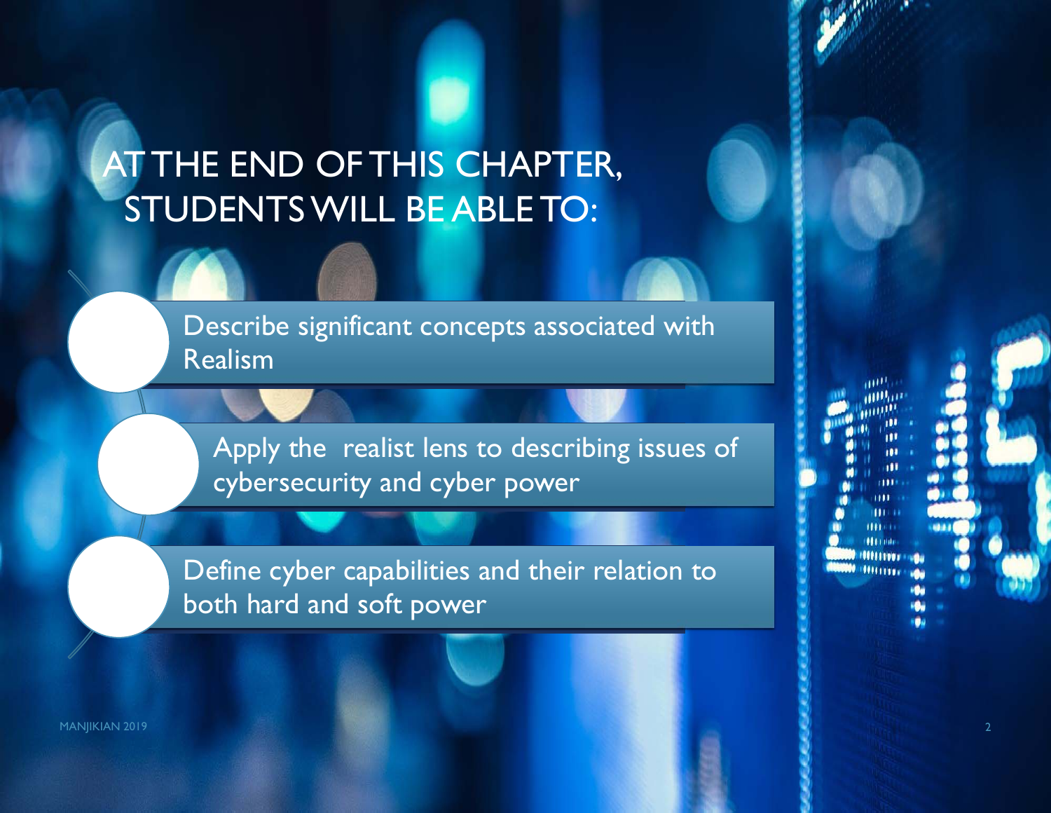# AT THE END OF THIS CHAPTER, STUDENTS WILL BE ABLE TO:

- Describe significant concepts associated with Realism
- Apply the realist lens to describing issues of cybersecurity and cyber power
- Define cyber capabilities and their relation to both hard and soft power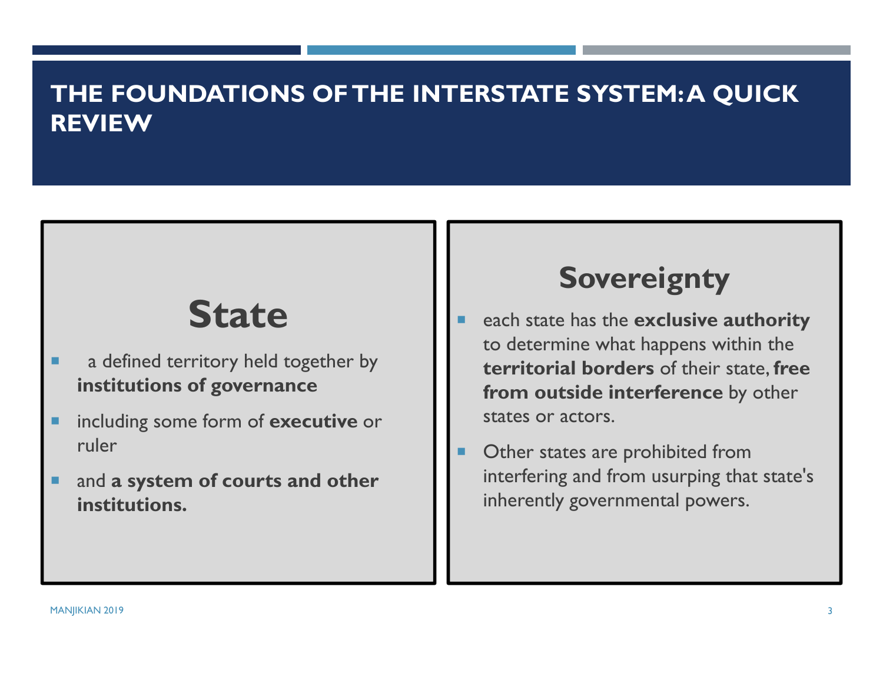# THE FOUNDATIONS OF THE INTERSTATE SYSTEM: A QUICK REVIEW

## State

- a defined territory held together by **institutions of governance**
- including some form of **executive** or ruler
- and **a system of courts and other institutions.**

## Sovereignty

- each state has the **exclusive authority** to determine what happens within the **territorial borders** of their state, **free from outside interference** by other states or actors.
- Other states are prohibited from interfering and from usurping that state's inherently governmental powers.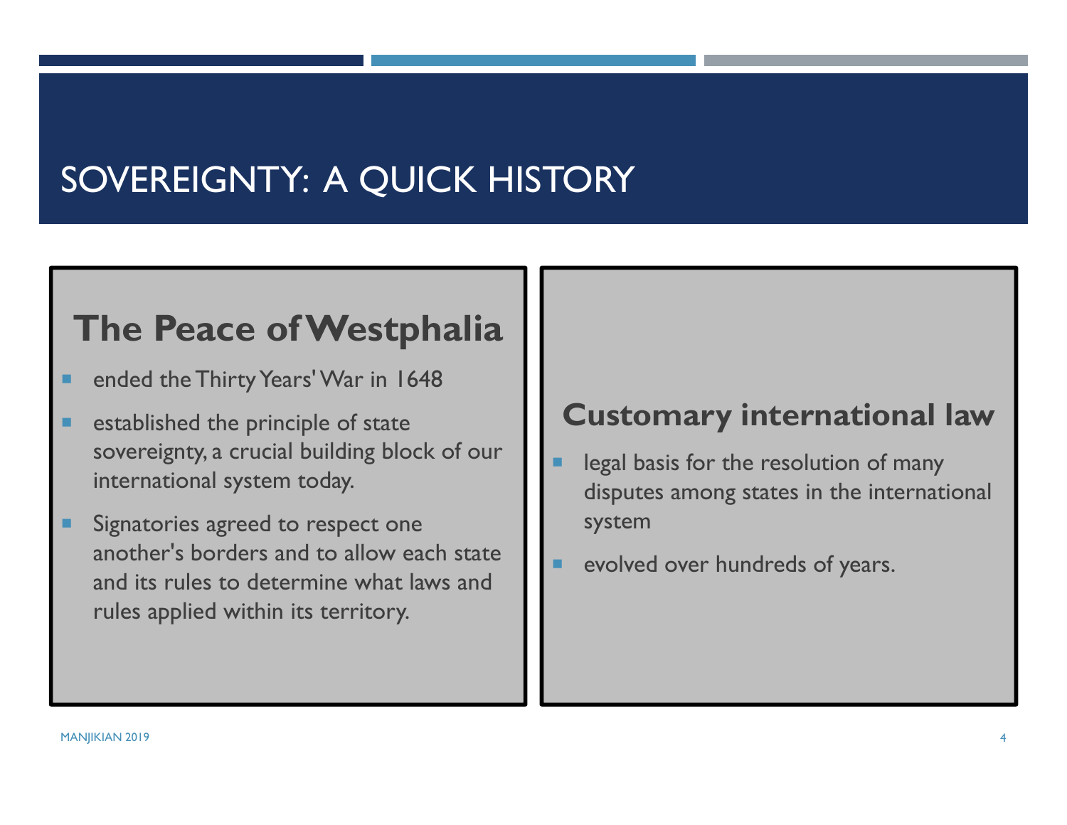# SOVEREIGNTY: A QUICK HISTORY

## The Peace of Westphalia

- ended the Thirty Years' War in 1648
- established the principle of state sovereignty, a crucial building block of our international system today.
- Signatories agreed to respect one another's borders and to allow each state and its rules to determine what laws and rules applied within its territory.

## Customary international law

- legal basis for the resolution of many disputes among states in the international system
- evolved over hundreds of years.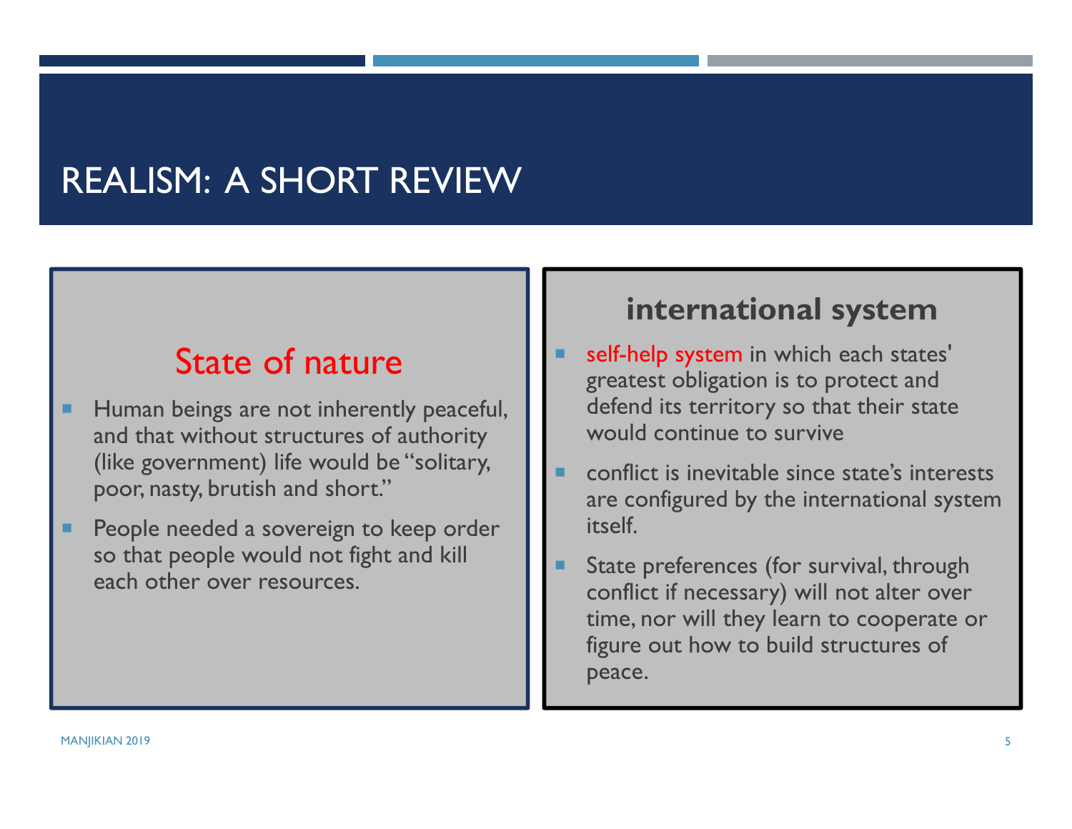# REALISM: A SHORT REVIEW

## State of nature

- Human beings are not inherently peaceful, and that without structures of authority (like government) life would be "solitary, poor, nasty, brutish and short."
- People needed a sovereign to keep order so that people would not fight and kill each other over resources.

## international system

- self-help system in which each states' greatest obligation is to protect and defend its territory so that their state would continue to survive
- conflict is inevitable since state's interests are configured by the international system itself.
- State preferences (for survival, through conflict if necessary) will not alter over time, nor will they learn to cooperate or figure out how to build structures of peace.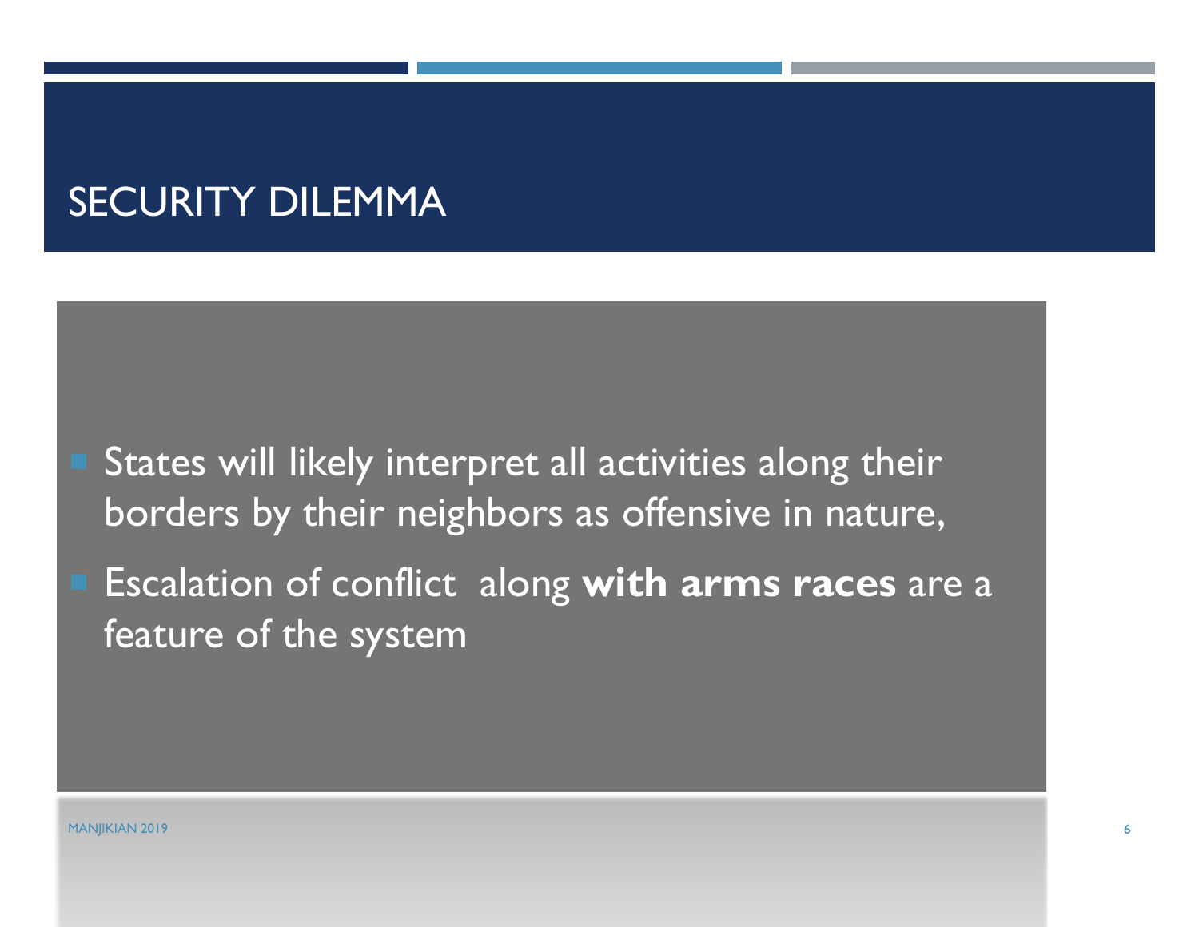# SECURITY DILEMMA

- States will likely interpret all activities along their borders by their neighbors as offensive in nature,
- Escalation of conflict along **with arms races** are a feature of the system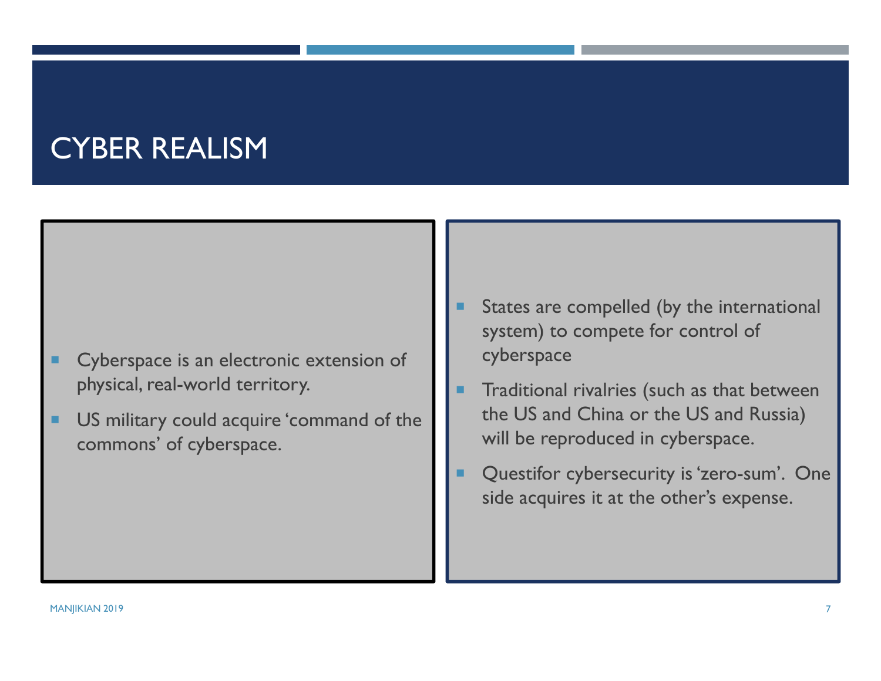# CYBER REALISM

- Cyberspace is an electronic extension of physical, real-world territory.
- US military could acquire 'command of the commons' of cyberspace.

- States are compelled (by the international system) to compete for control of cyberspace
- Traditional rivalries (such as that between the US and China or the US and Russia) will be reproduced in cyberspace.
- Questifor cybersecurity is 'zero-sum'. One side acquires it at the other's expense.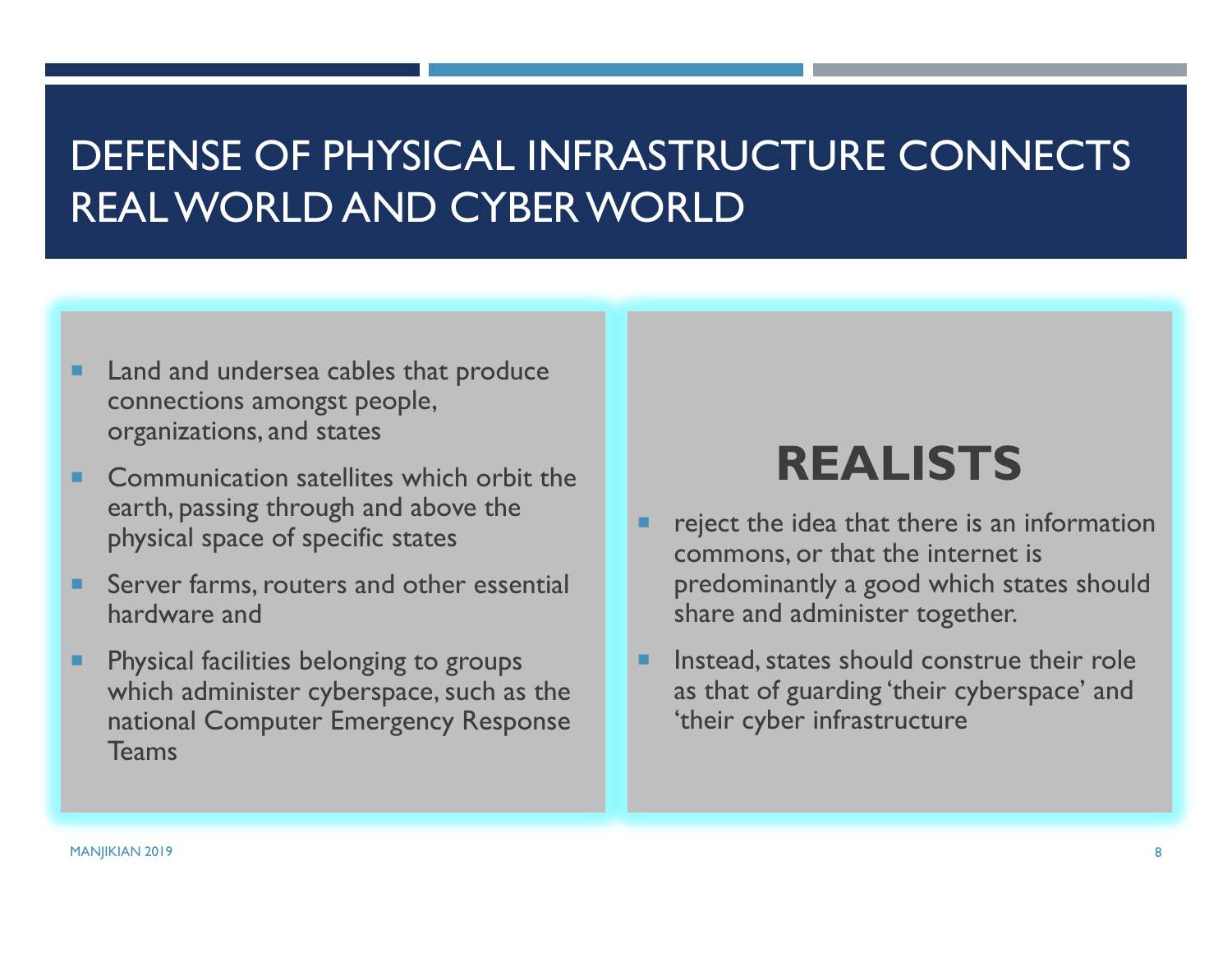# DEFENSE OF PHYSICAL INFRASTRUCTURE CONNECTS REAL WORLD AND CYBER WORLD

- Land and undersea cables that produce connections amongst people, organizations, and states
- Communication satellites which orbit the earth, passing through and above the physical space of specific states
- Server farms, routers and other essential hardware and
- Physical facilities belonging to groups which administer cyberspace, such as the national Computer Emergency Response Teams

## REALISTS

- reject the idea that there is an information commons, or that the internet is predominantly a good which states should share and administer together.
- Instead, states should construe their role as that of guarding 'their cyberspace' and 'their cyber infrastructure

MANJIKIAN 2019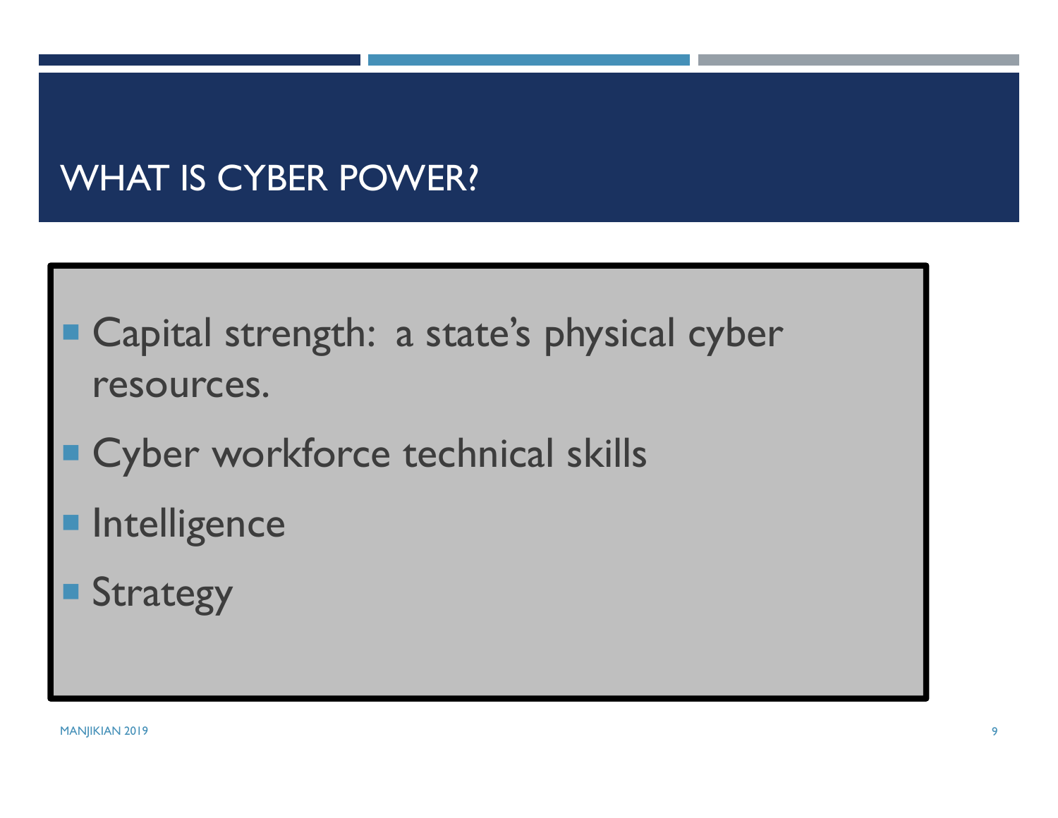# WHAT IS CYBER POWER?

- Capital strength: a state's physical cyber resources.
- Cyber workforce technical skills
- Intelligence
- Strategy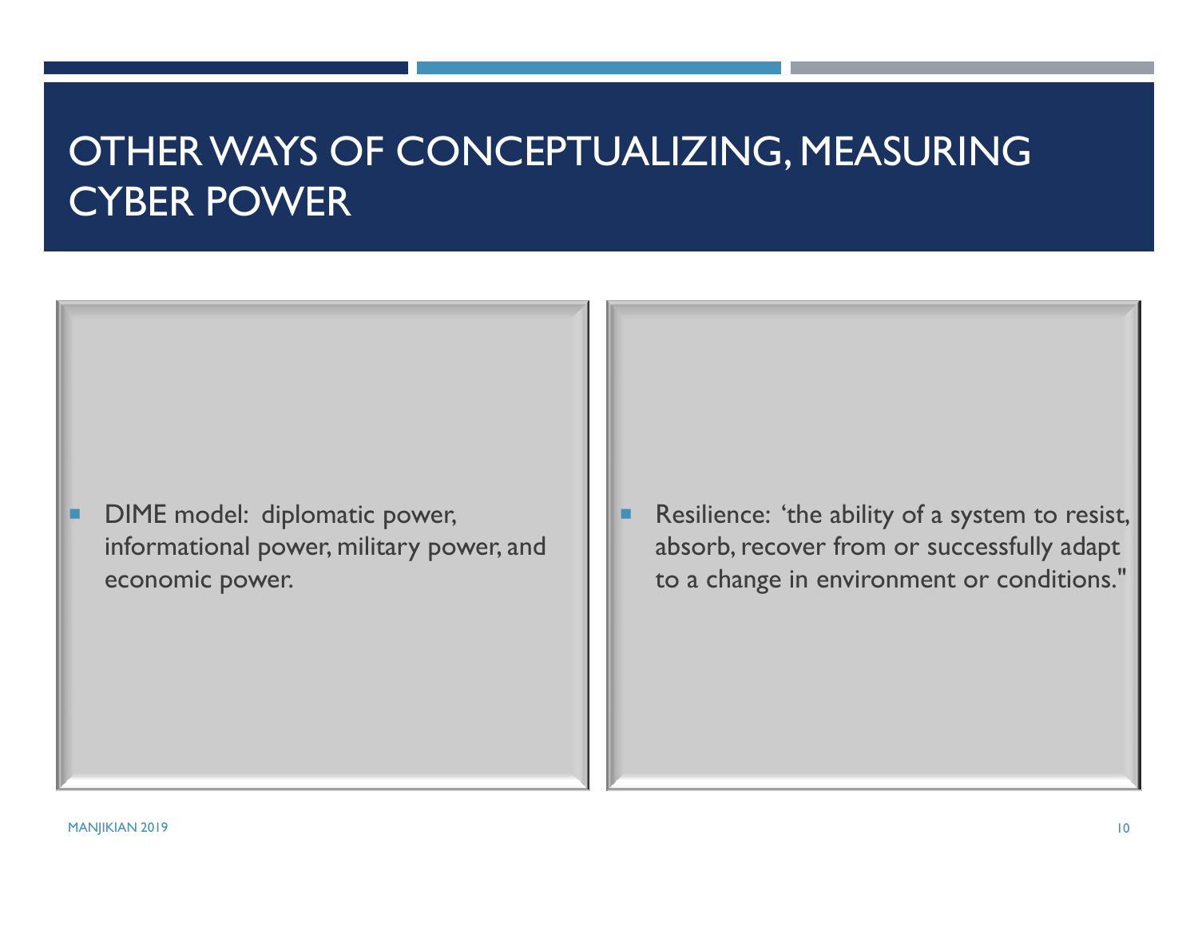# OTHER WAYS OF CONCEPTUALIZING, MEASURING CYBER POWER

- DIME model: diplomatic power, informational power, military power, and economic power.

- Resilience: 'the ability of a system to resist, absorb, recover from or successfully adapt to a change in environment or conditions."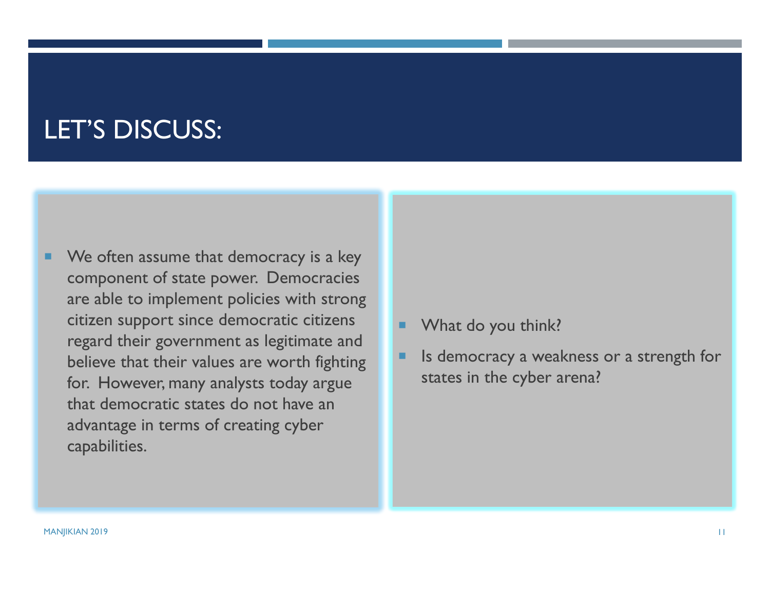# LET'S DISCUSS:

- We often assume that democracy is a key component of state power. Democracies are able to implement policies with strong citizen support since democratic citizens regard their government as legitimate and believe that their values are worth fighting for. However, many analysts today argue that democratic states do not have an advantage in terms of creating cyber capabilities.

- What do you think?
- Is democracy a weakness or a strength for states in the cyber arena?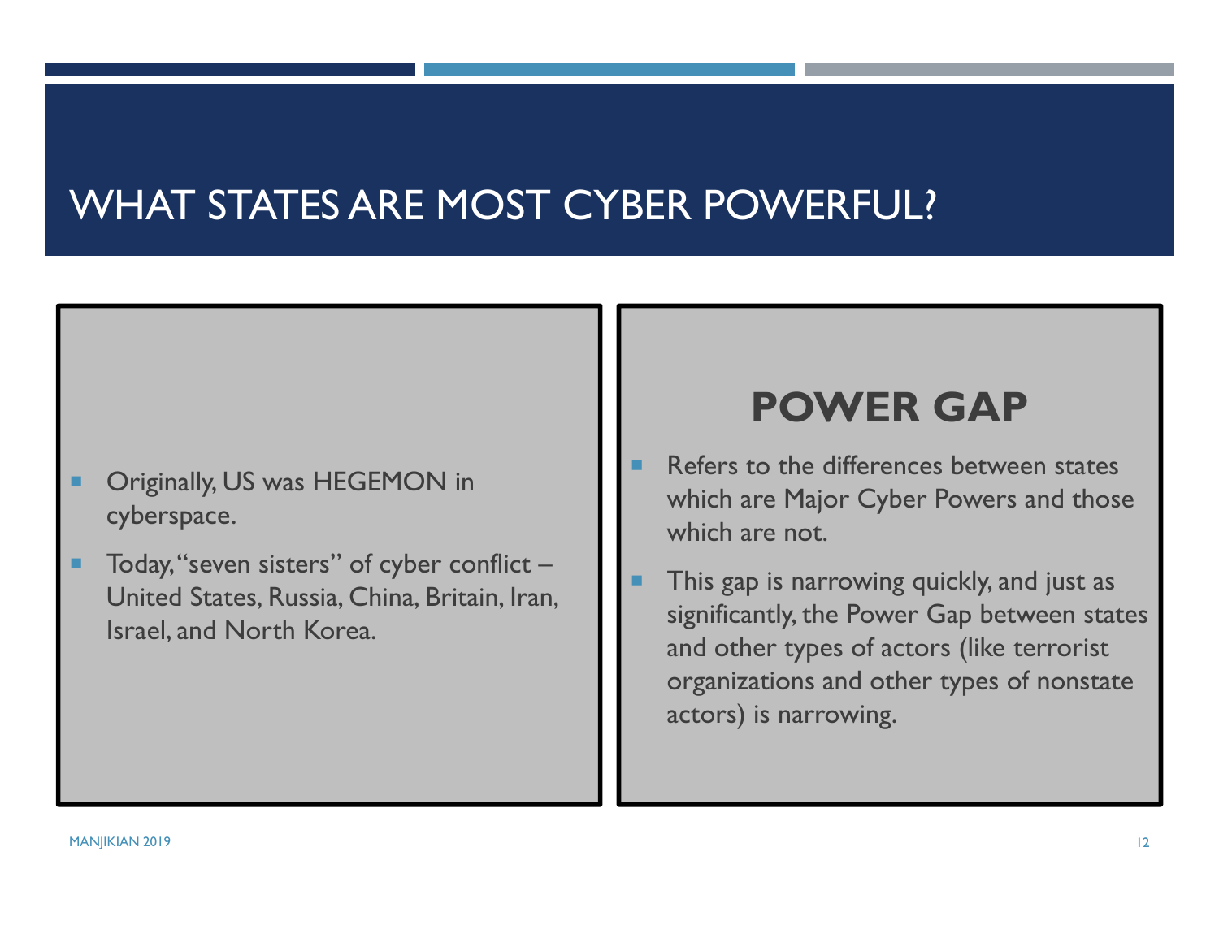# WHAT STATES ARE MOST CYBER POWERFUL?

- Originally, US was HEGEMON in cyberspace.
- Today, "seven sisters" of cyber conflict – United States, Russia, China, Britain, Iran, Israel, and North Korea.

## POWER GAP

- Refers to the differences between states which are Major Cyber Powers and those which are not.
- This gap is narrowing quickly, and just as significantly, the Power Gap between states and other types of actors (like terrorist organizations and other types of nonstate actors) is narrowing.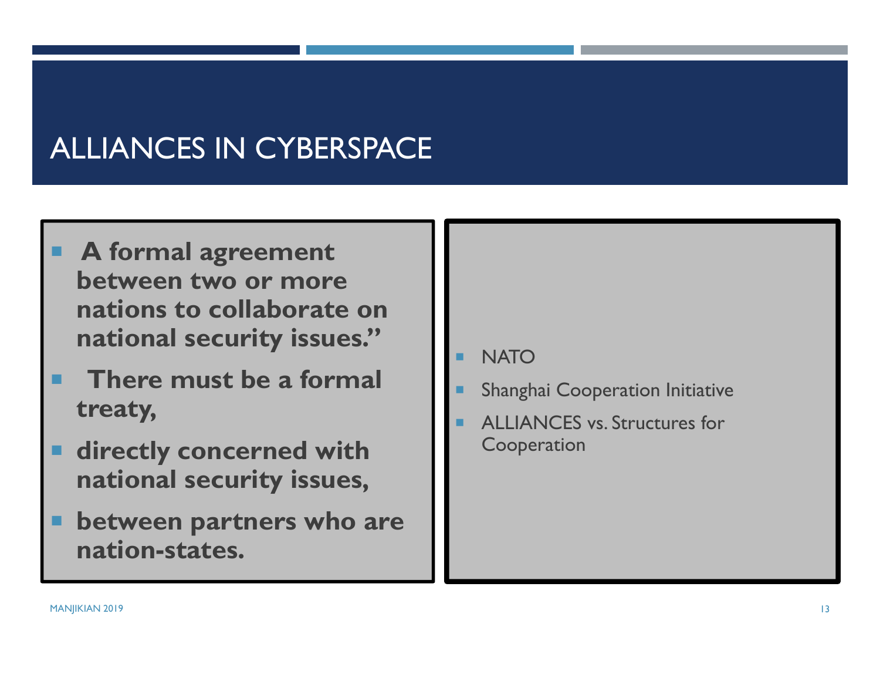# ALLIANCES IN CYBERSPACE

- **A formal agreement between two or more nations to collaborate on national security issues."**
- **There must be a formal treaty,**
- **directly concerned with national security issues,**
- **between partners who are nation-states.**

- NATO
- Shanghai Cooperation Initiative
- ALLIANCES vs. Structures for Cooperation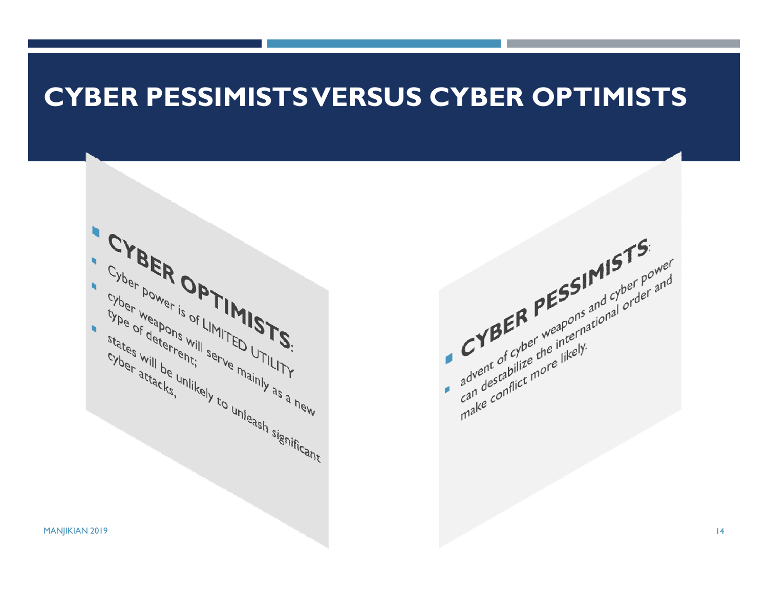# CYBER PESSIMISTS VERSUS CYBER OPTIMISTS

- **CYBER OPTIMISTS:**
- Cyber power is of LIMITED UTILITY
- cyber weapons will serve mainly as a new type of deterrent;
- states will be unlikely to unleash significant cyber attacks,

- **CYBER PESSIMISTS:**
- advent of cyber weapons and cyber power can destabilize the international order and make conflict more likely.

MANJIKIAN 2019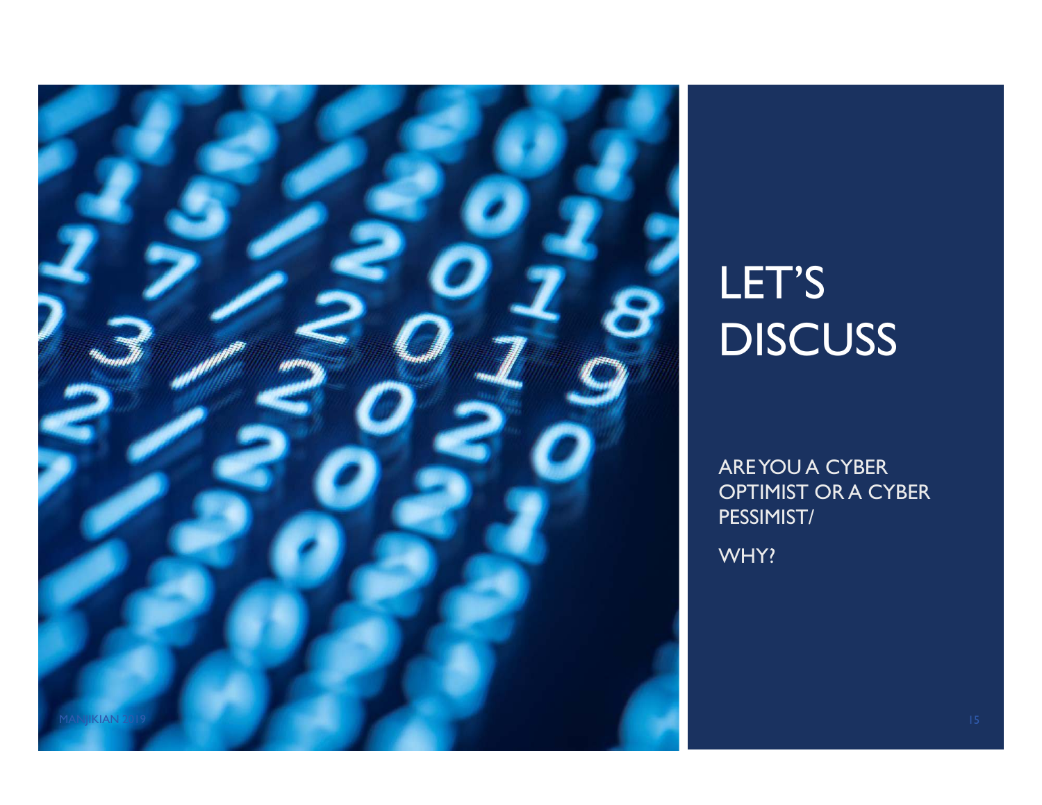# LET'S DISCUSS

ARE YOU A CYBER OPTIMIST OR A CYBER PESSIMIST/

WHY?